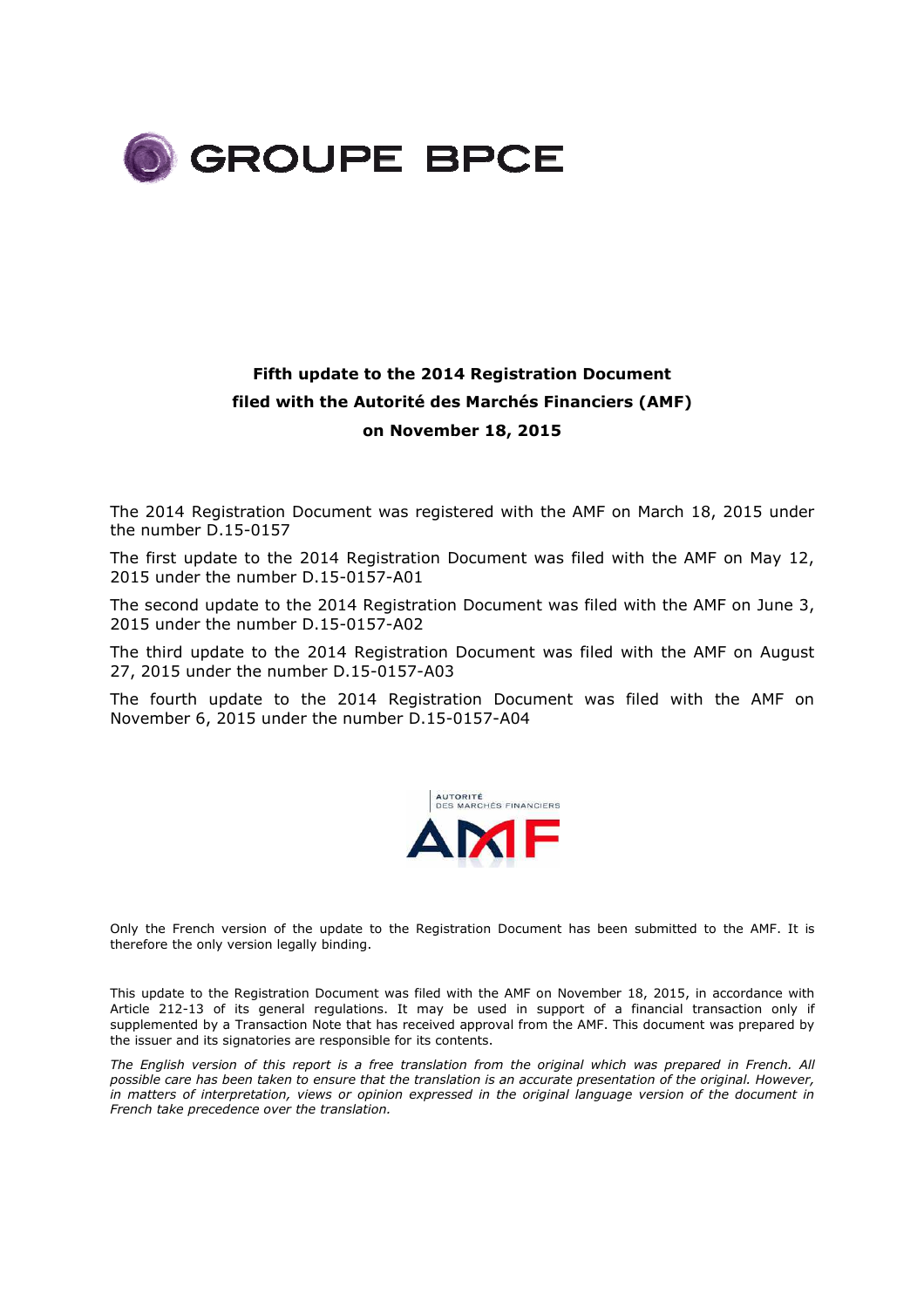# GROUPE BPCE

**Fifth update to the 2014 Registration Document**
**filed with the Autorité des Marchés Financiers (AMF)**
**on November 18, 2015**

The 2014 Registration Document was registered with the AMF on March 18, 2015 under the number D.15-0157

The first update to the 2014 Registration Document was filed with the AMF on May 12, 2015 under the number D.15-0157-A01

The second update to the 2014 Registration Document was filed with the AMF on June 3, 2015 under the number D.15-0157-A02

The third update to the 2014 Registration Document was filed with the AMF on August 27, 2015 under the number D.15-0157-A03

The fourth update to the 2014 Registration Document was filed with the AMF on November 6, 2015 under the number D.15-0157-A04

AUTORITÉ DES MARCHÉS FINANCIERS
AMF

Only the French version of the update to the Registration Document has been submitted to the AMF. It is therefore the only version legally binding.

This update to the Registration Document was filed with the AMF on November 18, 2015, in accordance with Article 212-13 of its general regulations. It may be used in support of a financial transaction only if supplemented by a Transaction Note that has received approval from the AMF. This document was prepared by the issuer and its signatories are responsible for its contents.

*The English version of this report is a free translation from the original which was prepared in French. All possible care has been taken to ensure that the translation is an accurate presentation of the original. However, in matters of interpretation, views or opinion expressed in the original language version of the document in French take precedence over the translation.*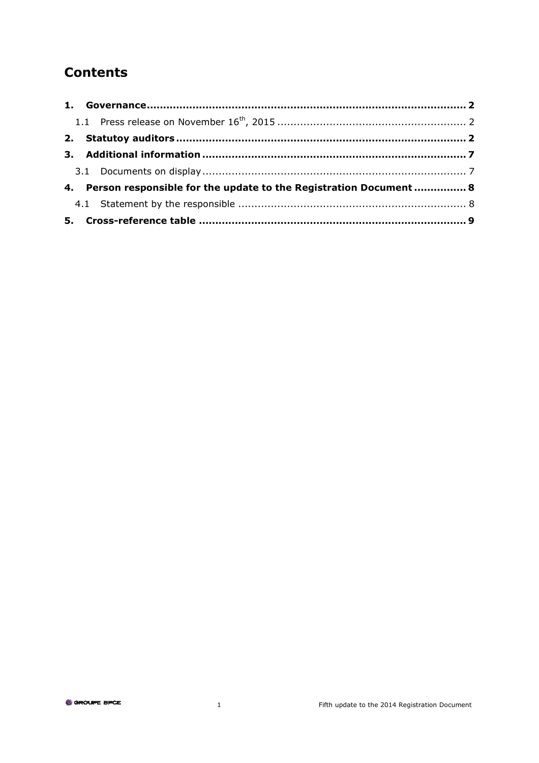# Contents

**1. Governance** .......... **2**

1.1 Press release on November 16th, 2015 .......... 2

**2. Statutoy auditors** .......... **2**

**3. Additional information** .......... **7**

3.1 Documents on display .......... 7

**4. Person responsible for the update to the Registration Document** .......... **8**

4.1 Statement by the responsible .......... 8

**5. Cross-reference table** .......... **9**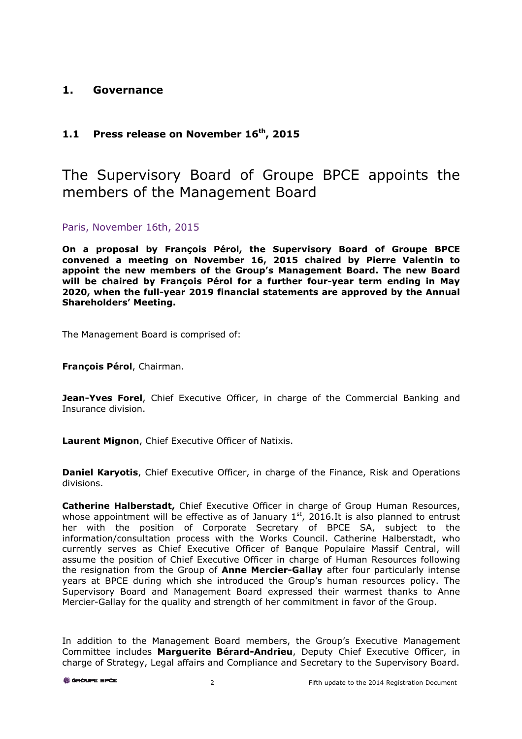# 1. Governance

## 1.1 Press release on November 16th, 2015

# The Supervisory Board of Groupe BPCE appoints the members of the Management Board

Paris, November 16th, 2015

**On a proposal by François Pérol, the Supervisory Board of Groupe BPCE convened a meeting on November 16, 2015 chaired by Pierre Valentin to appoint the new members of the Group's Management Board. The new Board will be chaired by François Pérol for a further four-year term ending in May 2020, when the full-year 2019 financial statements are approved by the Annual Shareholders' Meeting.**

The Management Board is comprised of:

**François Pérol**, Chairman.

**Jean-Yves Forel**, Chief Executive Officer, in charge of the Commercial Banking and Insurance division.

**Laurent Mignon**, Chief Executive Officer of Natixis.

**Daniel Karyotis**, Chief Executive Officer, in charge of the Finance, Risk and Operations divisions.

**Catherine Halberstadt,** Chief Executive Officer in charge of Group Human Resources, whose appointment will be effective as of January 1st, 2016.It is also planned to entrust her with the position of Corporate Secretary of BPCE SA, subject to the information/consultation process with the Works Council. Catherine Halberstadt, who currently serves as Chief Executive Officer of Banque Populaire Massif Central, will assume the position of Chief Executive Officer in charge of Human Resources following the resignation from the Group of **Anne Mercier-Gallay** after four particularly intense years at BPCE during which she introduced the Group's human resources policy. The Supervisory Board and Management Board expressed their warmest thanks to Anne Mercier-Gallay for the quality and strength of her commitment in favor of the Group.

In addition to the Management Board members, the Group's Executive Management Committee includes **Marguerite Bérard-Andrieu**, Deputy Chief Executive Officer, in charge of Strategy, Legal affairs and Compliance and Secretary to the Supervisory Board.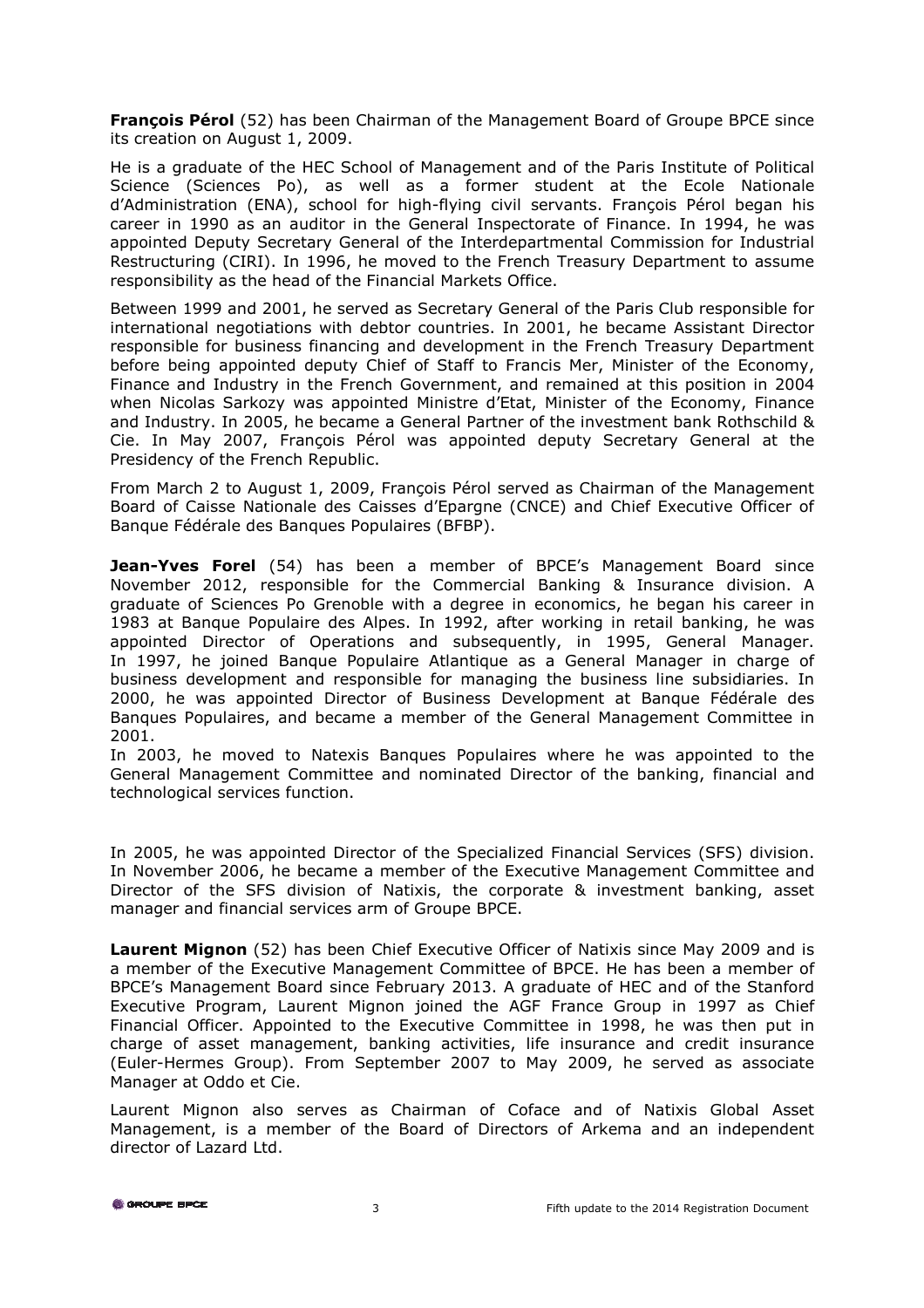**François Pérol** (52) has been Chairman of the Management Board of Groupe BPCE since its creation on August 1, 2009.

He is a graduate of the HEC School of Management and of the Paris Institute of Political Science (Sciences Po), as well as a former student at the Ecole Nationale d'Administration (ENA), school for high-flying civil servants. François Pérol began his career in 1990 as an auditor in the General Inspectorate of Finance. In 1994, he was appointed Deputy Secretary General of the Interdepartmental Commission for Industrial Restructuring (CIRI). In 1996, he moved to the French Treasury Department to assume responsibility as the head of the Financial Markets Office.

Between 1999 and 2001, he served as Secretary General of the Paris Club responsible for international negotiations with debtor countries. In 2001, he became Assistant Director responsible for business financing and development in the French Treasury Department before being appointed deputy Chief of Staff to Francis Mer, Minister of the Economy, Finance and Industry in the French Government, and remained at this position in 2004 when Nicolas Sarkozy was appointed Ministre d'Etat, Minister of the Economy, Finance and Industry. In 2005, he became a General Partner of the investment bank Rothschild & Cie. In May 2007, François Pérol was appointed deputy Secretary General at the Presidency of the French Republic.

From March 2 to August 1, 2009, François Pérol served as Chairman of the Management Board of Caisse Nationale des Caisses d'Epargne (CNCE) and Chief Executive Officer of Banque Fédérale des Banques Populaires (BFBP).

**Jean-Yves Forel** (54) has been a member of BPCE's Management Board since November 2012, responsible for the Commercial Banking & Insurance division. A graduate of Sciences Po Grenoble with a degree in economics, he began his career in 1983 at Banque Populaire des Alpes. In 1992, after working in retail banking, he was appointed Director of Operations and subsequently, in 1995, General Manager. In 1997, he joined Banque Populaire Atlantique as a General Manager in charge of business development and responsible for managing the business line subsidiaries. In 2000, he was appointed Director of Business Development at Banque Fédérale des Banques Populaires, and became a member of the General Management Committee in 2001.

In 2003, he moved to Natexis Banques Populaires where he was appointed to the General Management Committee and nominated Director of the banking, financial and technological services function.

In 2005, he was appointed Director of the Specialized Financial Services (SFS) division. In November 2006, he became a member of the Executive Management Committee and Director of the SFS division of Natixis, the corporate & investment banking, asset manager and financial services arm of Groupe BPCE.

**Laurent Mignon** (52) has been Chief Executive Officer of Natixis since May 2009 and is a member of the Executive Management Committee of BPCE. He has been a member of BPCE's Management Board since February 2013. A graduate of HEC and of the Stanford Executive Program, Laurent Mignon joined the AGF France Group in 1997 as Chief Financial Officer. Appointed to the Executive Committee in 1998, he was then put in charge of asset management, banking activities, life insurance and credit insurance (Euler-Hermes Group). From September 2007 to May 2009, he served as associate Manager at Oddo et Cie.

Laurent Mignon also serves as Chairman of Coface and of Natixis Global Asset Management, is a member of the Board of Directors of Arkema and an independent director of Lazard Ltd.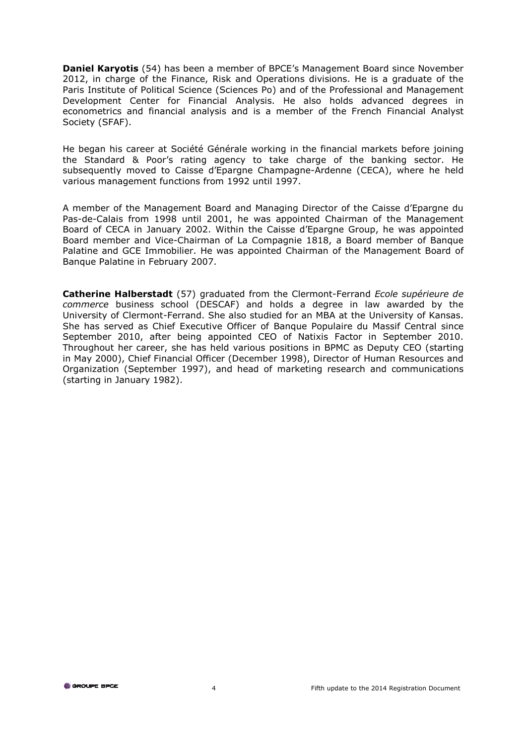**Daniel Karyotis** (54) has been a member of BPCE's Management Board since November 2012, in charge of the Finance, Risk and Operations divisions. He is a graduate of the Paris Institute of Political Science (Sciences Po) and of the Professional and Management Development Center for Financial Analysis. He also holds advanced degrees in econometrics and financial analysis and is a member of the French Financial Analyst Society (SFAF).

He began his career at Société Générale working in the financial markets before joining the Standard & Poor's rating agency to take charge of the banking sector. He subsequently moved to Caisse d'Epargne Champagne-Ardenne (CECA), where he held various management functions from 1992 until 1997.

A member of the Management Board and Managing Director of the Caisse d'Epargne du Pas-de-Calais from 1998 until 2001, he was appointed Chairman of the Management Board of CECA in January 2002. Within the Caisse d'Epargne Group, he was appointed Board member and Vice-Chairman of La Compagnie 1818, a Board member of Banque Palatine and GCE Immobilier. He was appointed Chairman of the Management Board of Banque Palatine in February 2007.

**Catherine Halberstadt** (57) graduated from the Clermont-Ferrand *Ecole supérieure de commerce* business school (DESCAF) and holds a degree in law awarded by the University of Clermont-Ferrand. She also studied for an MBA at the University of Kansas. She has served as Chief Executive Officer of Banque Populaire du Massif Central since September 2010, after being appointed CEO of Natixis Factor in September 2010. Throughout her career, she has held various positions in BPMC as Deputy CEO (starting in May 2000), Chief Financial Officer (December 1998), Director of Human Resources and Organization (September 1997), and head of marketing research and communications (starting in January 1982).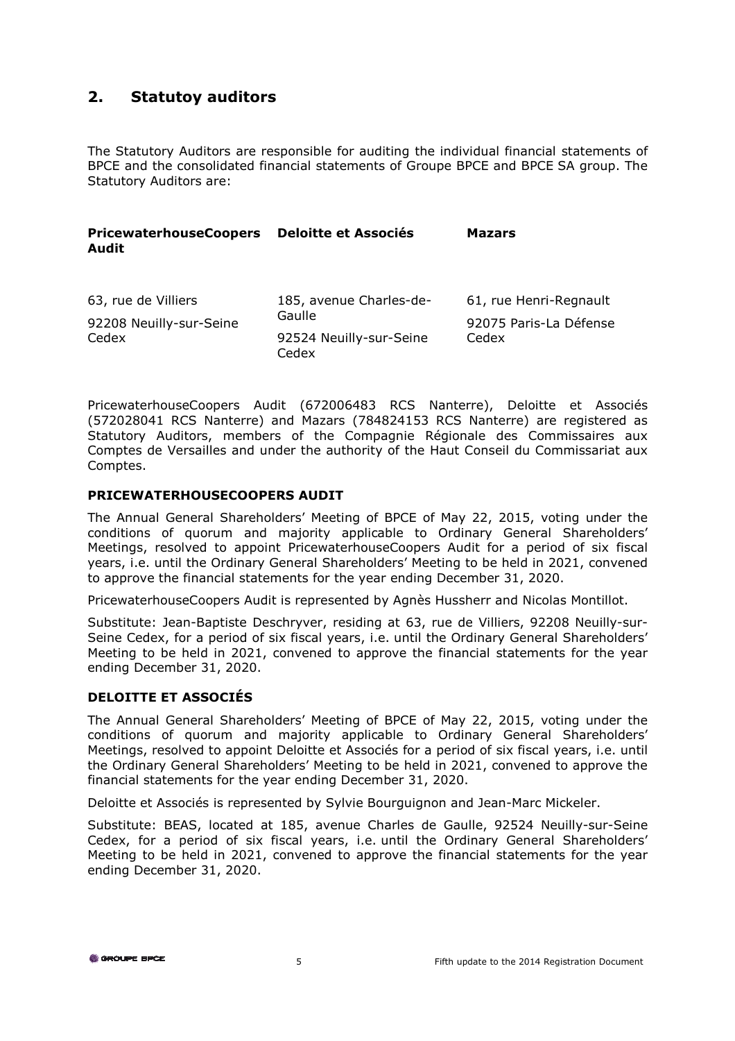## 2. Statutoy auditors

The Statutory Auditors are responsible for auditing the individual financial statements of BPCE and the consolidated financial statements of Groupe BPCE and BPCE SA group. The Statutory Auditors are:

| PricewaterhouseCoopers Audit | Deloitte et Associés | Mazars |
|---|---|---|
| 63, rue de Villiers<br>92208 Neuilly-sur-Seine Cedex | 185, avenue Charles-de-Gaulle<br>92524 Neuilly-sur-Seine Cedex | 61, rue Henri-Regnault<br>92075 Paris-La Défense Cedex |

PricewaterhouseCoopers Audit (672006483 RCS Nanterre), Deloitte et Associés (572028041 RCS Nanterre) and Mazars (784824153 RCS Nanterre) are registered as Statutory Auditors, members of the Compagnie Régionale des Commissaires aux Comptes de Versailles and under the authority of the Haut Conseil du Commissariat aux Comptes.

### PRICEWATERHOUSECOOPERS AUDIT

The Annual General Shareholders' Meeting of BPCE of May 22, 2015, voting under the conditions of quorum and majority applicable to Ordinary General Shareholders' Meetings, resolved to appoint PricewaterhouseCoopers Audit for a period of six fiscal years, i.e. until the Ordinary General Shareholders' Meeting to be held in 2021, convened to approve the financial statements for the year ending December 31, 2020.

PricewaterhouseCoopers Audit is represented by Agnès Hussherr and Nicolas Montillot.

Substitute: Jean-Baptiste Deschryver, residing at 63, rue de Villiers, 92208 Neuilly-sur-Seine Cedex, for a period of six fiscal years, i.e. until the Ordinary General Shareholders' Meeting to be held in 2021, convened to approve the financial statements for the year ending December 31, 2020.

### DELOITTE ET ASSOCIÉS

The Annual General Shareholders' Meeting of BPCE of May 22, 2015, voting under the conditions of quorum and majority applicable to Ordinary General Shareholders' Meetings, resolved to appoint Deloitte et Associés for a period of six fiscal years, i.e. until the Ordinary General Shareholders' Meeting to be held in 2021, convened to approve the financial statements for the year ending December 31, 2020.

Deloitte et Associés is represented by Sylvie Bourguignon and Jean-Marc Mickeler.

Substitute: BEAS, located at 185, avenue Charles de Gaulle, 92524 Neuilly-sur-Seine Cedex, for a period of six fiscal years, i.e. until the Ordinary General Shareholders' Meeting to be held in 2021, convened to approve the financial statements for the year ending December 31, 2020.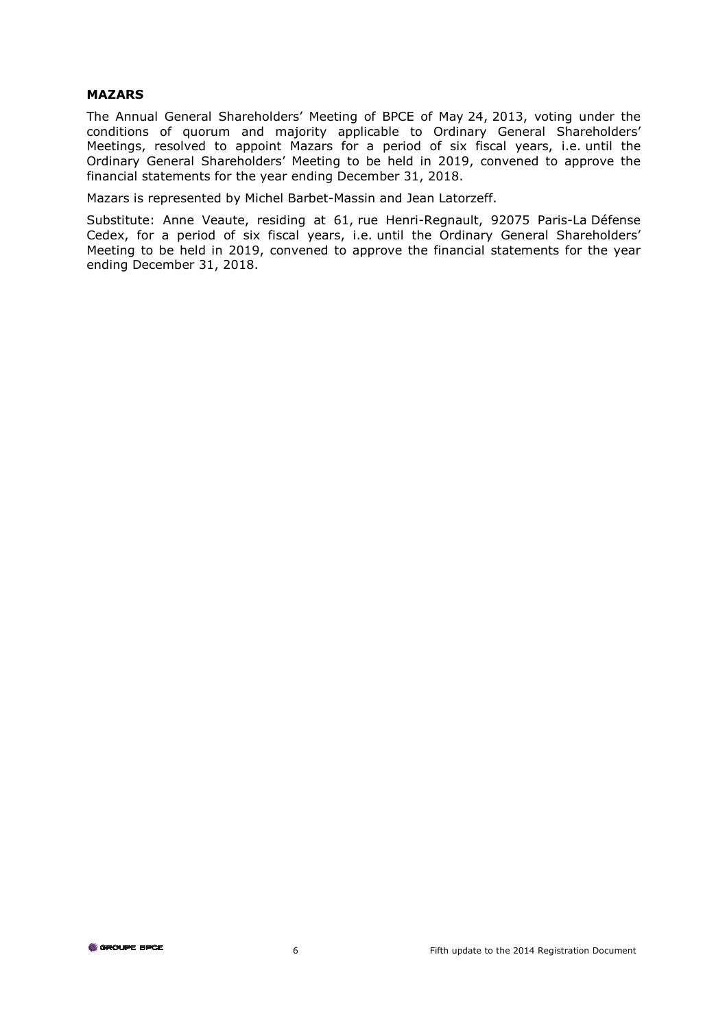**MAZARS**

The Annual General Shareholders' Meeting of BPCE of May 24, 2013, voting under the conditions of quorum and majority applicable to Ordinary General Shareholders' Meetings, resolved to appoint Mazars for a period of six fiscal years, i.e. until the Ordinary General Shareholders' Meeting to be held in 2019, convened to approve the financial statements for the year ending December 31, 2018.

Mazars is represented by Michel Barbet-Massin and Jean Latorzeff.

Substitute: Anne Veaute, residing at 61, rue Henri-Regnault, 92075 Paris-La Défense Cedex, for a period of six fiscal years, i.e. until the Ordinary General Shareholders' Meeting to be held in 2019, convened to approve the financial statements for the year ending December 31, 2018.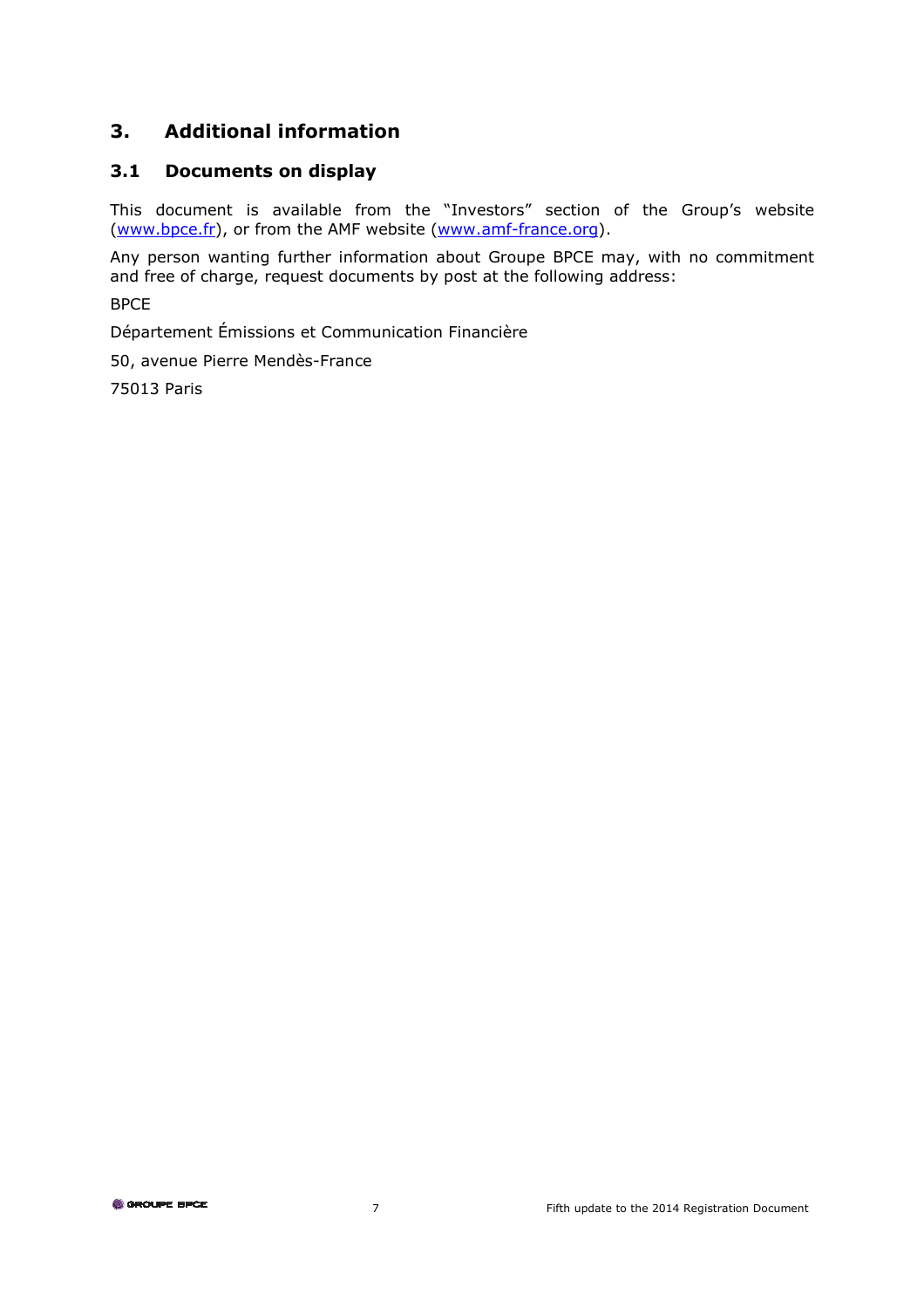# 3. Additional information

## 3.1 Documents on display

This document is available from the "Investors" section of the Group's website (www.bpce.fr), or from the AMF website (www.amf-france.org).

Any person wanting further information about Groupe BPCE may, with no commitment and free of charge, request documents by post at the following address:

BPCE

Département Émissions et Communication Financière

50, avenue Pierre Mendès-France

75013 Paris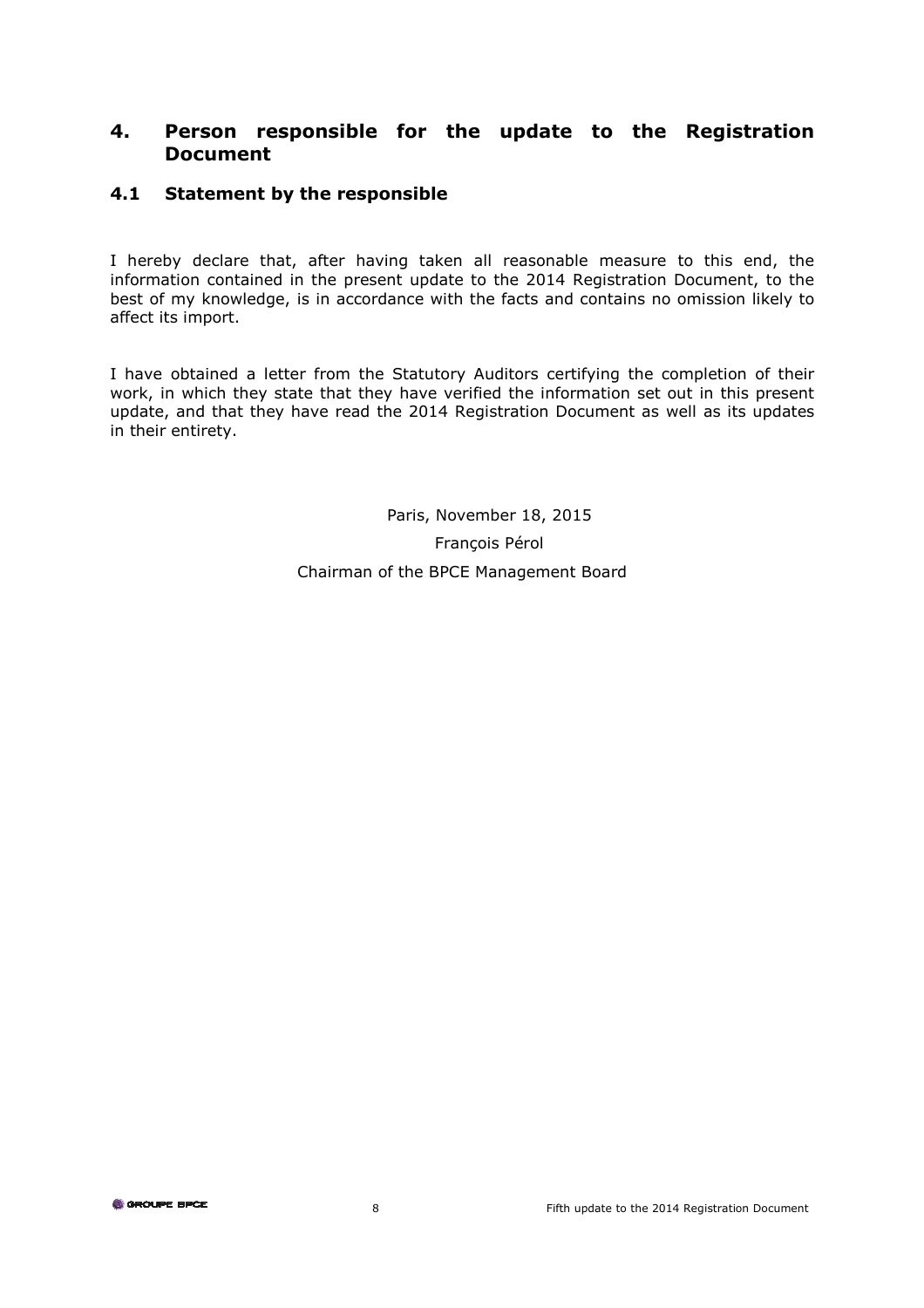## 4. Person responsible for the update to the Registration Document

### 4.1 Statement by the responsible

I hereby declare that, after having taken all reasonable measure to this end, the information contained in the present update to the 2014 Registration Document, to the best of my knowledge, is in accordance with the facts and contains no omission likely to affect its import.

I have obtained a letter from the Statutory Auditors certifying the completion of their work, in which they state that they have verified the information set out in this present update, and that they have read the 2014 Registration Document as well as its updates in their entirety.

Paris, November 18, 2015

François Pérol

Chairman of the BPCE Management Board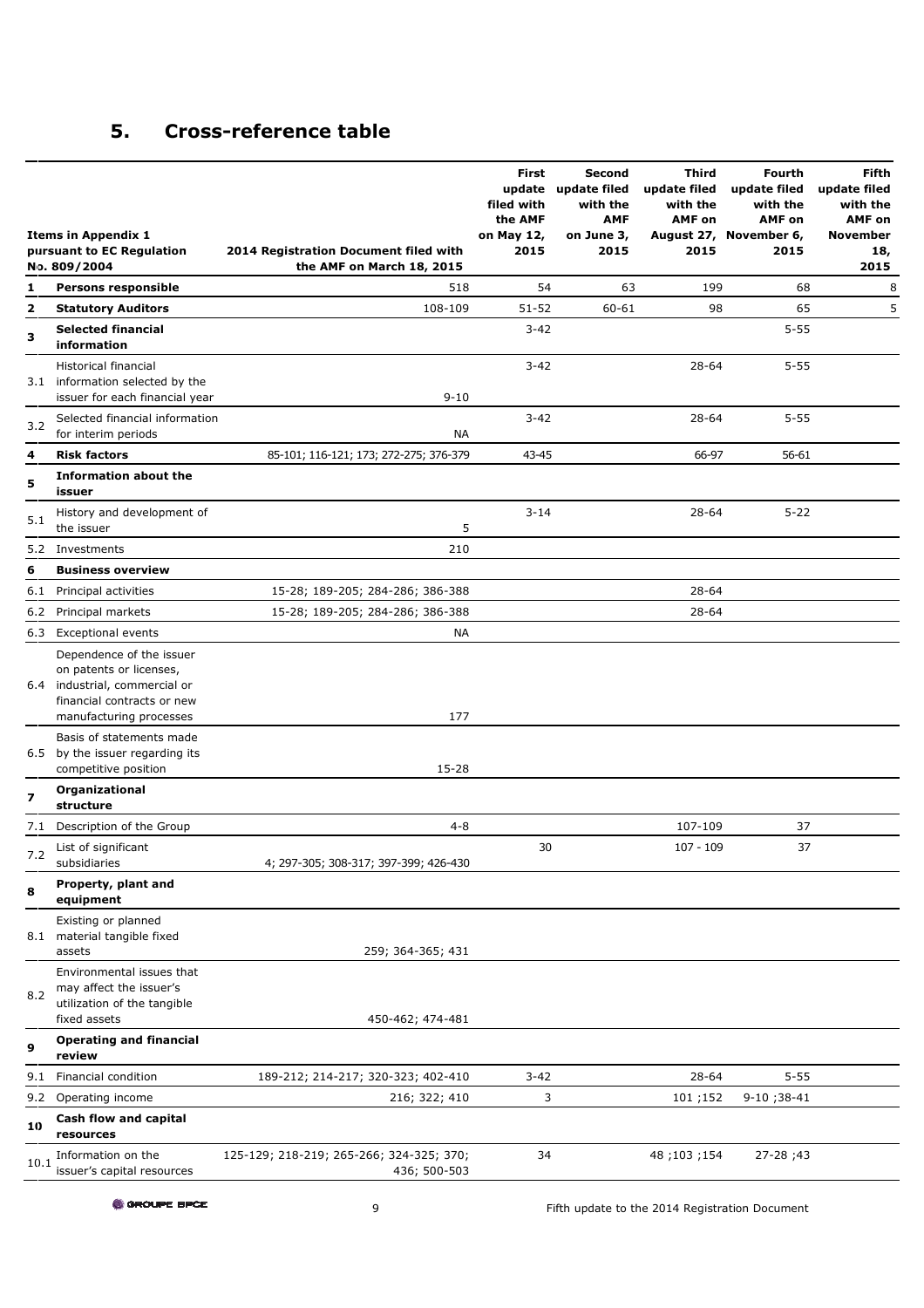## 5. Cross-reference table

| | Items in Appendix 1 pursuant to EC Regulation No. 809/2004 | 2014 Registration Document filed with the AMF on March 18, 2015 | First update filed with the AMF on May 12, 2015 | Second update filed with the AMF on June 3, 2015 | Third update filed with the AMF on August 27, 2015 | Fourth update filed with the AMF on November 6, 2015 | Fifth update filed with the AMF on November 18, 2015 |
|---|---|---|---|---|---|---|---|
| 1 | **Persons responsible** | 518 | 54 | 63 | 199 | 68 | 8 |
| 2 | **Statutory Auditors** | 108-109 | 51-52 | 60-61 | 98 | 65 | 5 |
| 3 | **Selected financial information** | | 3-42 | | | 5-55 | |
| 3.1 | Historical financial information selected by the issuer for each financial year | 9-10 | 3-42 | | 28-64 | 5-55 | |
| 3.2 | Selected financial information for interim periods | NA | 3-42 | | 28-64 | 5-55 | |
| 4 | **Risk factors** | 85-101; 116-121; 173; 272-275; 376-379 | 43-45 | | 66-97 | 56-61 | |
| 5 | **Information about the issuer** | | | | | | |
| 5.1 | History and development of the issuer | 5 | 3-14 | | 28-64 | 5-22 | |
| 5.2 | Investments | 210 | | | | | |
| 6 | **Business overview** | | | | | | |
| 6.1 | Principal activities | 15-28; 189-205; 284-286; 386-388 | | | 28-64 | | |
| 6.2 | Principal markets | 15-28; 189-205; 284-286; 386-388 | | | 28-64 | | |
| 6.3 | Exceptional events | NA | | | | | |
| 6.4 | Dependence of the issuer on patents or licenses, industrial, commercial or financial contracts or new manufacturing processes | 177 | | | | | |
| 6.5 | Basis of statements made by the issuer regarding its competitive position | 15-28 | | | | | |
| 7 | **Organizational structure** | | | | | | |
| 7.1 | Description of the Group | 4-8 | | | 107-109 | 37 | |
| 7.2 | List of significant subsidiaries | 4; 297-305; 308-317; 397-399; 426-430 | 30 | | 107 - 109 | 37 | |
| 8 | **Property, plant and equipment** | | | | | | |
| 8.1 | Existing or planned material tangible fixed assets | 259; 364-365; 431 | | | | | |
| 8.2 | Environmental issues that may affect the issuer's utilization of the tangible fixed assets | 450-462; 474-481 | | | | | |
| 9 | **Operating and financial review** | | | | | | |
| 9.1 | Financial condition | 189-212; 214-217; 320-323; 402-410 | 3-42 | | 28-64 | 5-55 | |
| 9.2 | Operating income | 216; 322; 410 | 3 | | 101 ;152 | 9-10 ;38-41 | |
| 10 | **Cash flow and capital resources** | | | | | | |
| 10.1 | Information on the issuer's capital resources | 125-129; 218-219; 265-266; 324-325; 370; 436; 500-503 | 34 | | 48 ;103 ;154 | 27-28 ;43 | |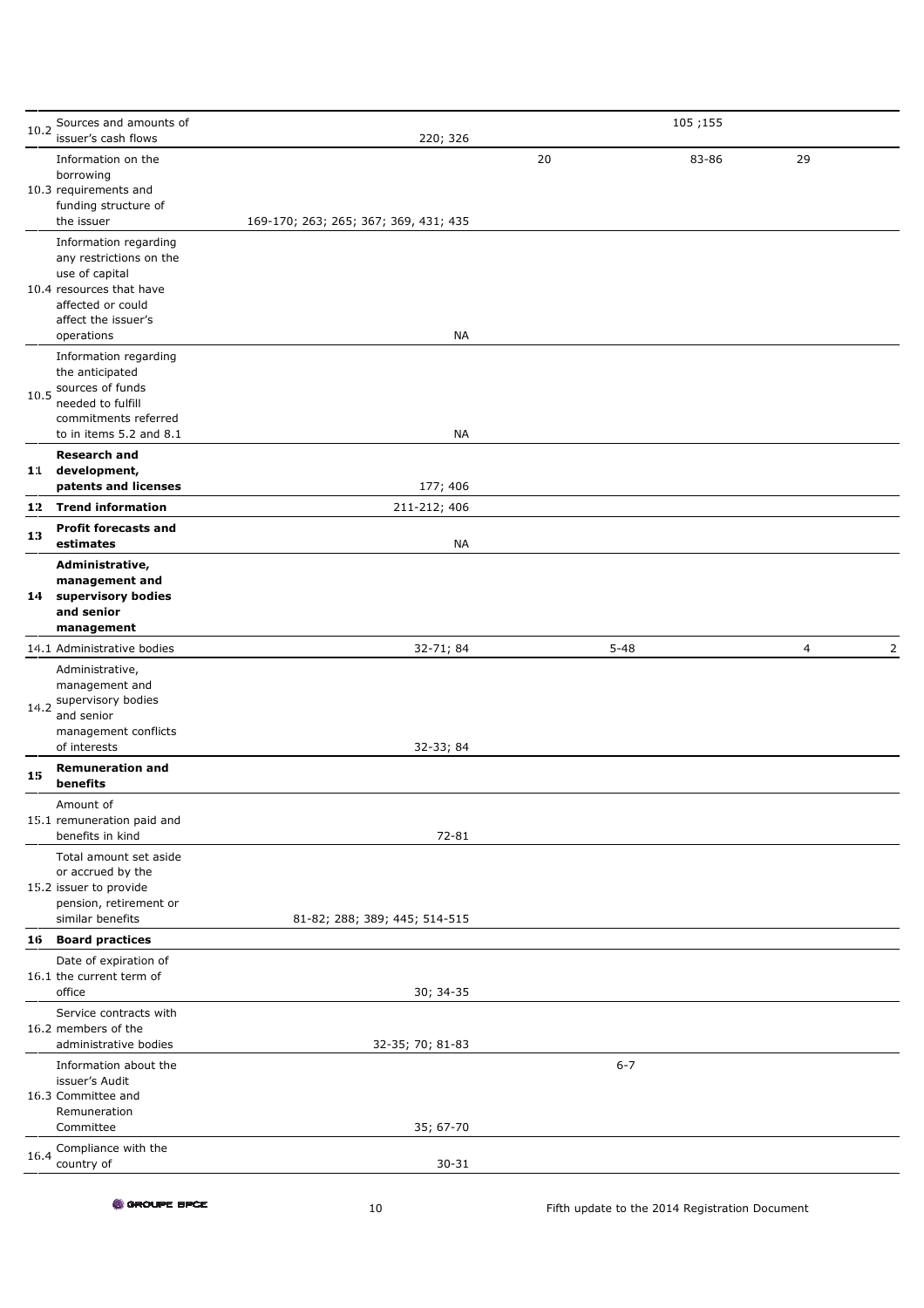| | | | | | | |
|---|---|---|---|---|---|---|
| 10.2 | Sources and amounts of issuer's cash flows | 220; 326 | | 105 ;155 | | |
| 10.3 | Information on the borrowing requirements and funding structure of the issuer | 169-170; 263; 265; 367; 369, 431; 435 | 20 | 83-86 | 29 | |
| 10.4 | Information regarding any restrictions on the use of capital resources that have affected or could affect the issuer's operations | NA | | | | |
| 10.5 | Information regarding the anticipated sources of funds needed to fulfill commitments referred to in items 5.2 and 8.1 | NA | | | | |
| **11** | **Research and development, patents and licenses** | 177; 406 | | | | |
| **12** | **Trend information** | 211-212; 406 | | | | |
| **13** | **Profit forecasts and estimates** | NA | | | | |
| **14** | **Administrative, management and supervisory bodies and senior management** | | | | | |
| 14.1 | Administrative bodies | 32-71; 84 | 5-48 | | 4 | 2 |
| 14.2 | Administrative, management and supervisory bodies and senior management conflicts of interests | 32-33; 84 | | | | |
| **15** | **Remuneration and benefits** | | | | | |
| 15.1 | Amount of remuneration paid and benefits in kind | 72-81 | | | | |
| 15.2 | Total amount set aside or accrued by the issuer to provide pension, retirement or similar benefits | 81-82; 288; 389; 445; 514-515 | | | | |
| **16** | **Board practices** | | | | | |
| 16.1 | Date of expiration of the current term of office | 30; 34-35 | | | | |
| 16.2 | Service contracts with members of the administrative bodies | 32-35; 70; 81-83 | | | | |
| 16.3 | Information about the issuer's Audit Committee and Remuneration Committee | 35; 67-70 | 6-7 | | | |
| 16.4 | Compliance with the country of | 30-31 | | | | |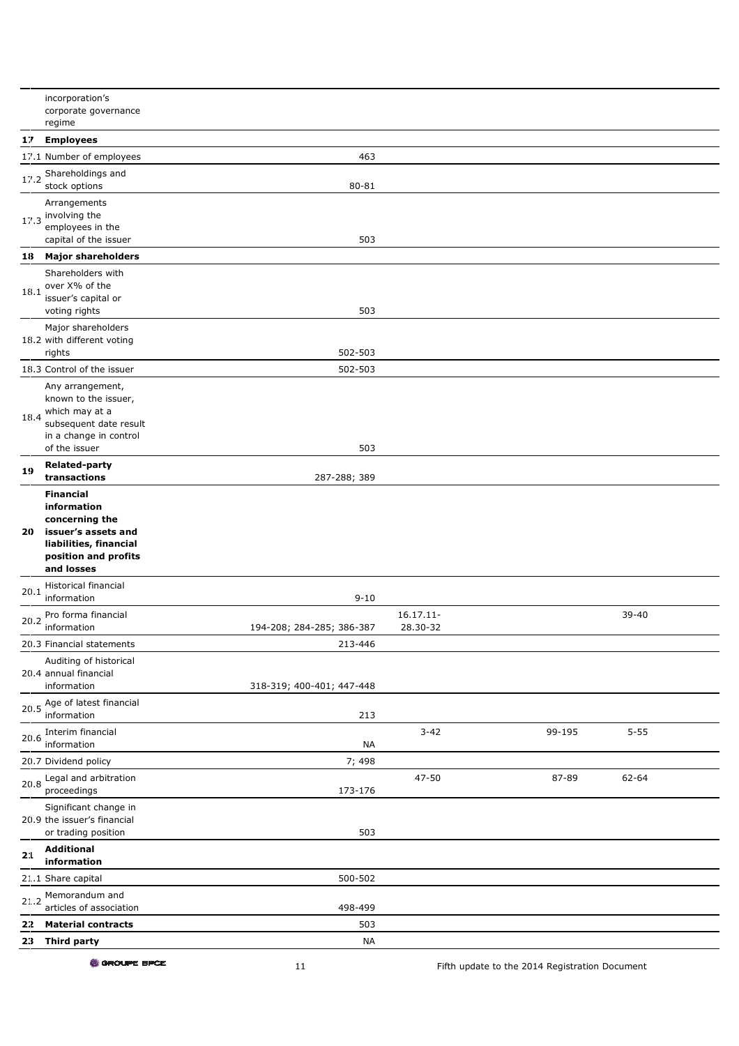| | | | | | |
|---|---|---|---|---|---|
| | incorporation's corporate governance regime | | | | |
| **17** | **Employees** | | | | |
| 17.1 | Number of employees | 463 | | | |
| 17.2 | Shareholdings and stock options | 80-81 | | | |
| 17.3 | Arrangements involving the employees in the capital of the issuer | 503 | | | |
| **18** | **Major shareholders** | | | | |
| 18.1 | Shareholders with over X% of the issuer's capital or voting rights | 503 | | | |
| 18.2 | Major shareholders with different voting rights | 502-503 | | | |
| 18.3 | Control of the issuer | 502-503 | | | |
| 18.4 | Any arrangement, known to the issuer, which may at a subsequent date result in a change in control of the issuer | 503 | | | |
| **19** | **Related-party transactions** | 287-288; 389 | | | |
| **20** | **Financial information concerning the issuer's assets and liabilities, financial position and profits and losses** | | | | |
| 20.1 | Historical financial information | 9-10 | | | |
| 20.2 | Pro forma financial information | 194-208; 284-285; 386-387 | 16.17.11-28.30-32 | | 39-40 |
| 20.3 | Financial statements | 213-446 | | | |
| 20.4 | Auditing of historical annual financial information | 318-319; 400-401; 447-448 | | | |
| 20.5 | Age of latest financial information | 213 | | | |
| 20.6 | Interim financial information | NA | 3-42 | 99-195 | 5-55 |
| 20.7 | Dividend policy | 7; 498 | | | |
| 20.8 | Legal and arbitration proceedings | 173-176 | 47-50 | 87-89 | 62-64 |
| 20.9 | Significant change in the issuer's financial or trading position | 503 | | | |
| **21** | **Additional information** | | | | |
| 21.1 | Share capital | 500-502 | | | |
| 21.2 | Memorandum and articles of association | 498-499 | | | |
| **22** | **Material contracts** | 503 | | | |
| **23** | **Third party** | NA | | | |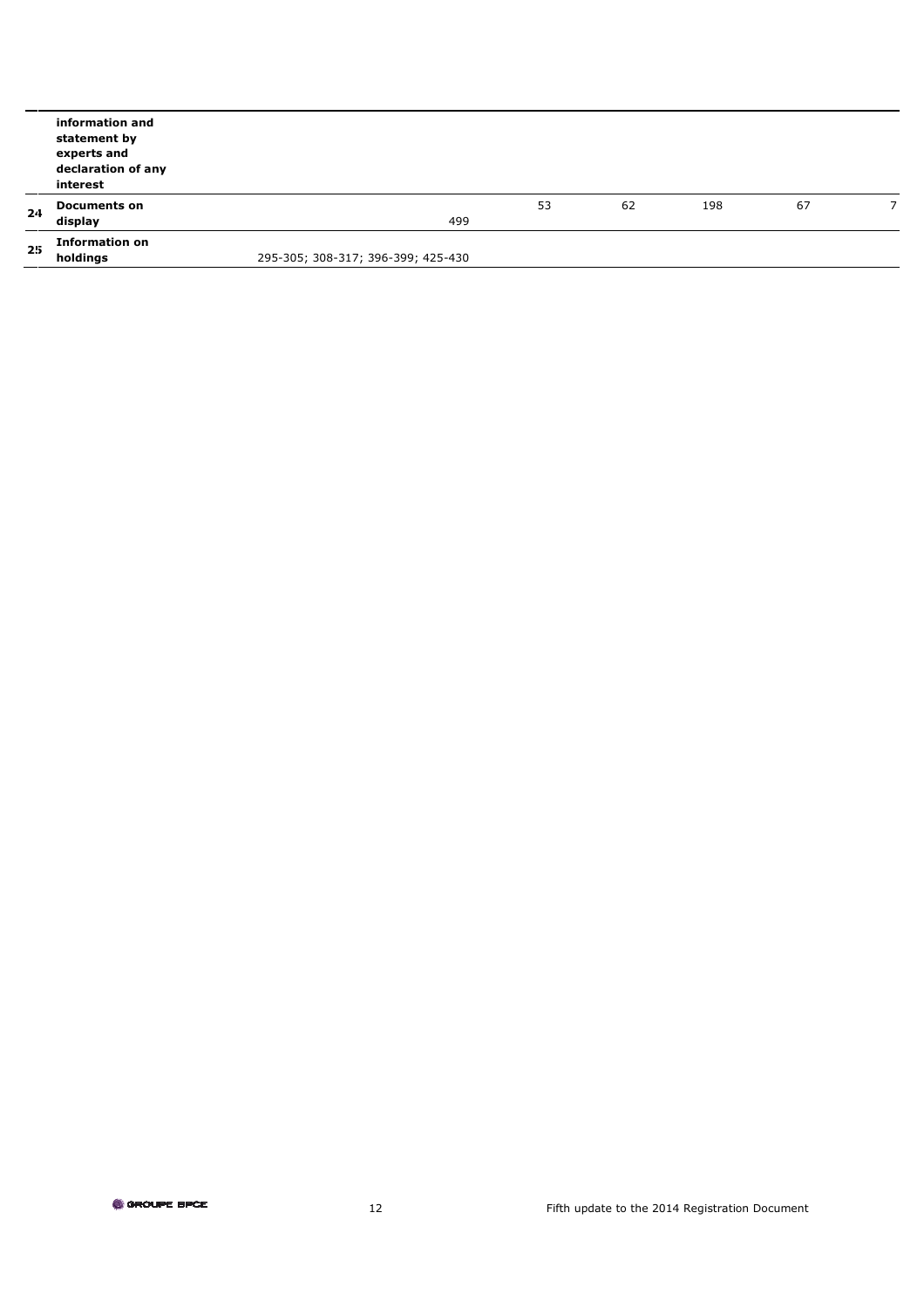| | | | | | | | |
|---|---|---|---|---|---|---|---|
| | **information and statement by experts and declaration of any interest** | | | | | | |
| 24 | **Documents on display** | 499 | 53 | 62 | 198 | 67 | 7 |
| 25 | **Information on holdings** | 295-305; 308-317; 396-399; 425-430 | | | | | |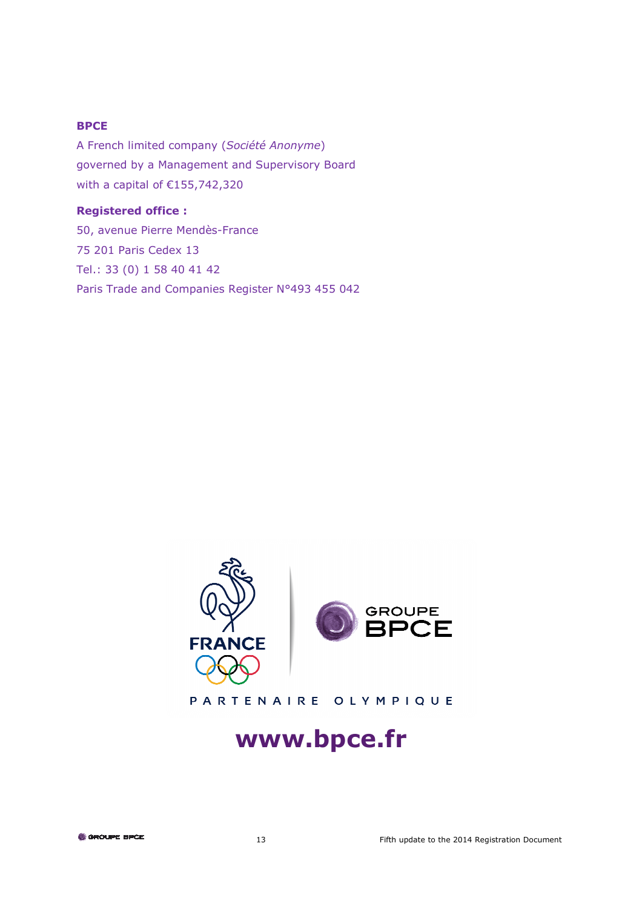**BPCE**

A French limited company (*Société Anonyme*)
governed by a Management and Supervisory Board
with a capital of €155,742,320

**Registered office :**

50, avenue Pierre Mendès-France
75 201 Paris Cedex 13
Tel.: 33 (0) 1 58 40 41 42
Paris Trade and Companies Register N°493 455 042

FRANCE

GROUPE BPCE

PARTENAIRE OLYMPIQUE

**www.bpce.fr**